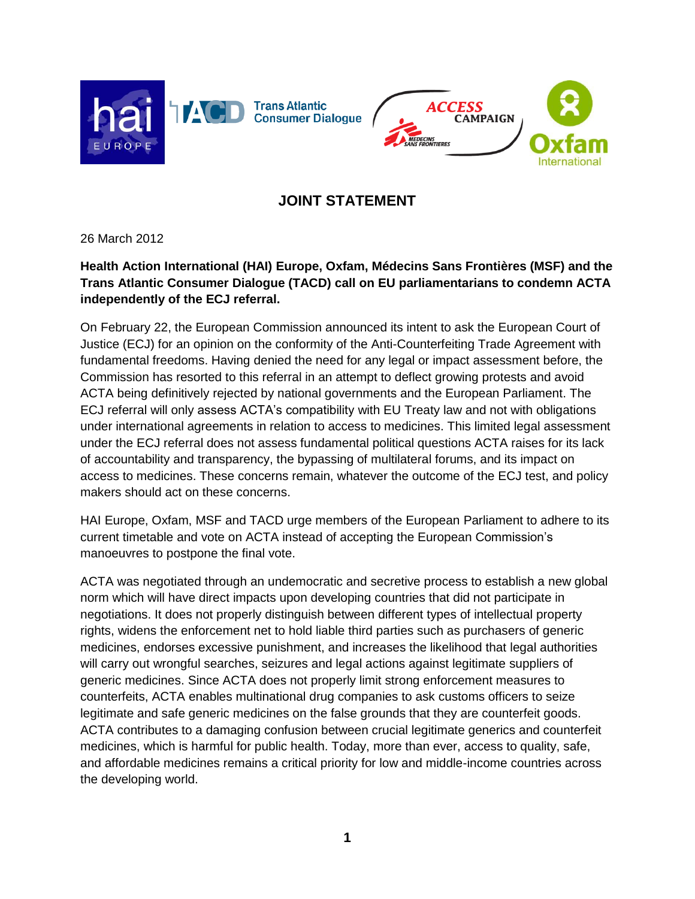# JOINT STATEMENT

26 March 2012

**Health Action International (HAI) Europe, Oxfam, Médecins Sans Frontières (MSF) and the Trans Atlantic Consumer Dialogue (TACD) call on EU parliamentarians to condemn ACTA independently of the ECJ referral.**

On February 22, the European Commission announced its intent to ask the European Court of Justice (ECJ) for an opinion on the conformity of the Anti-Counterfeiting Trade Agreement with fundamental freedoms. Having denied the need for any legal or impact assessment before, the Commission has resorted to this referral in an attempt to deflect growing protests and avoid ACTA being definitively rejected by national governments and the European Parliament. The ECJ referral will only assess ACTA's compatibility with EU Treaty law and not with obligations under international agreements in relation to access to medicines. This limited legal assessment under the ECJ referral does not assess fundamental political questions ACTA raises for its lack of accountability and transparency, the bypassing of multilateral forums, and its impact on access to medicines. These concerns remain, whatever the outcome of the ECJ test, and policy makers should act on these concerns.

HAI Europe, Oxfam, MSF and TACD urge members of the European Parliament to adhere to its current timetable and vote on ACTA instead of accepting the European Commission's manoeuvres to postpone the final vote.

ACTA was negotiated through an undemocratic and secretive process to establish a new global norm which will have direct impacts upon developing countries that did not participate in negotiations. It does not properly distinguish between different types of intellectual property rights, widens the enforcement net to hold liable third parties such as purchasers of generic medicines, endorses excessive punishment, and increases the likelihood that legal authorities will carry out wrongful searches, seizures and legal actions against legitimate suppliers of generic medicines. Since ACTA does not properly limit strong enforcement measures to counterfeits, ACTA enables multinational drug companies to ask customs officers to seize legitimate and safe generic medicines on the false grounds that they are counterfeit goods. ACTA contributes to a damaging confusion between crucial legitimate generics and counterfeit medicines, which is harmful for public health. Today, more than ever, access to quality, safe, and affordable medicines remains a critical priority for low and middle-income countries across the developing world.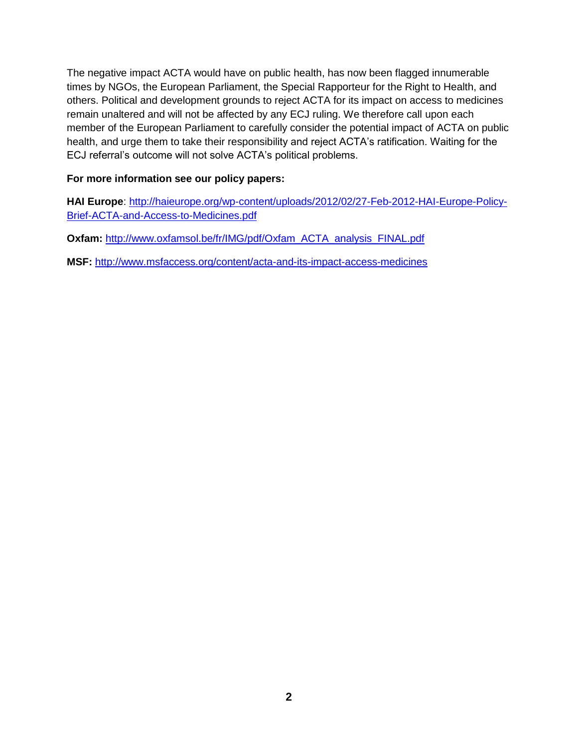The negative impact ACTA would have on public health, has now been flagged innumerable times by NGOs, the European Parliament, the Special Rapporteur for the Right to Health, and others. Political and development grounds to reject ACTA for its impact on access to medicines remain unaltered and will not be affected by any ECJ ruling. We therefore call upon each member of the European Parliament to carefully consider the potential impact of ACTA on public health, and urge them to take their responsibility and reject ACTA's ratification. Waiting for the ECJ referral's outcome will not solve ACTA's political problems.

**For more information see our policy papers:**

**HAI Europe**: http://haieurope.org/wp-content/uploads/2012/02/27-Feb-2012-HAI-Europe-Policy-Brief-ACTA-and-Access-to-Medicines.pdf

**Oxfam:** http://www.oxfamsol.be/fr/IMG/pdf/Oxfam_ACTA_analysis_FINAL.pdf

**MSF:** http://www.msfaccess.org/content/acta-and-its-impact-access-medicines